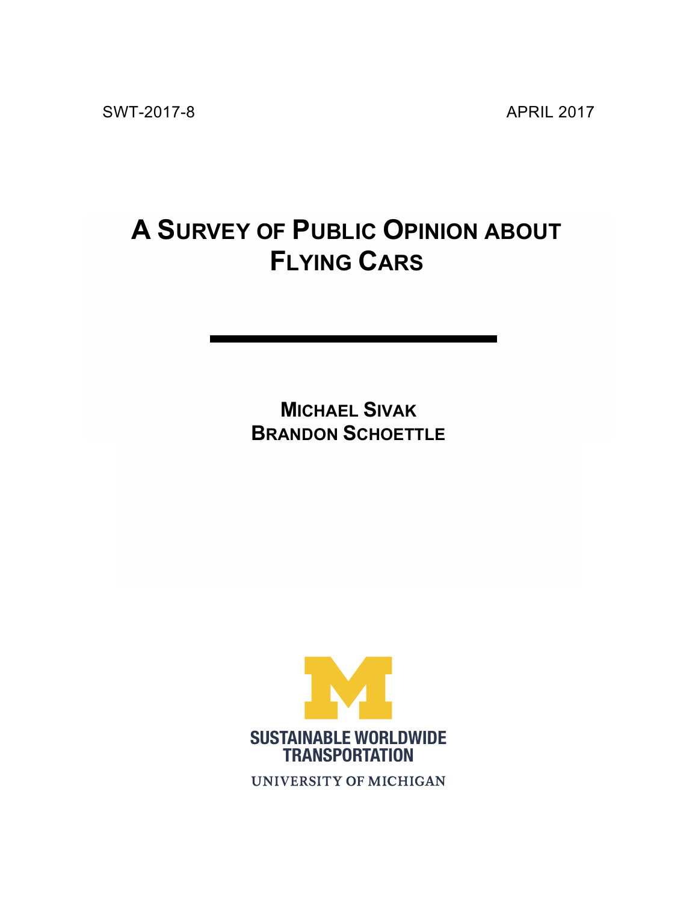SWT-2017-8 APRIL 2017

# A SURVEY OF PUBLIC OPINION ABOUT FLYING CARS

**MICHAEL SIVAK**
**BRANDON SCHOETTLE**

SUSTAINABLE WORLDWIDE TRANSPORTATION
UNIVERSITY OF MICHIGAN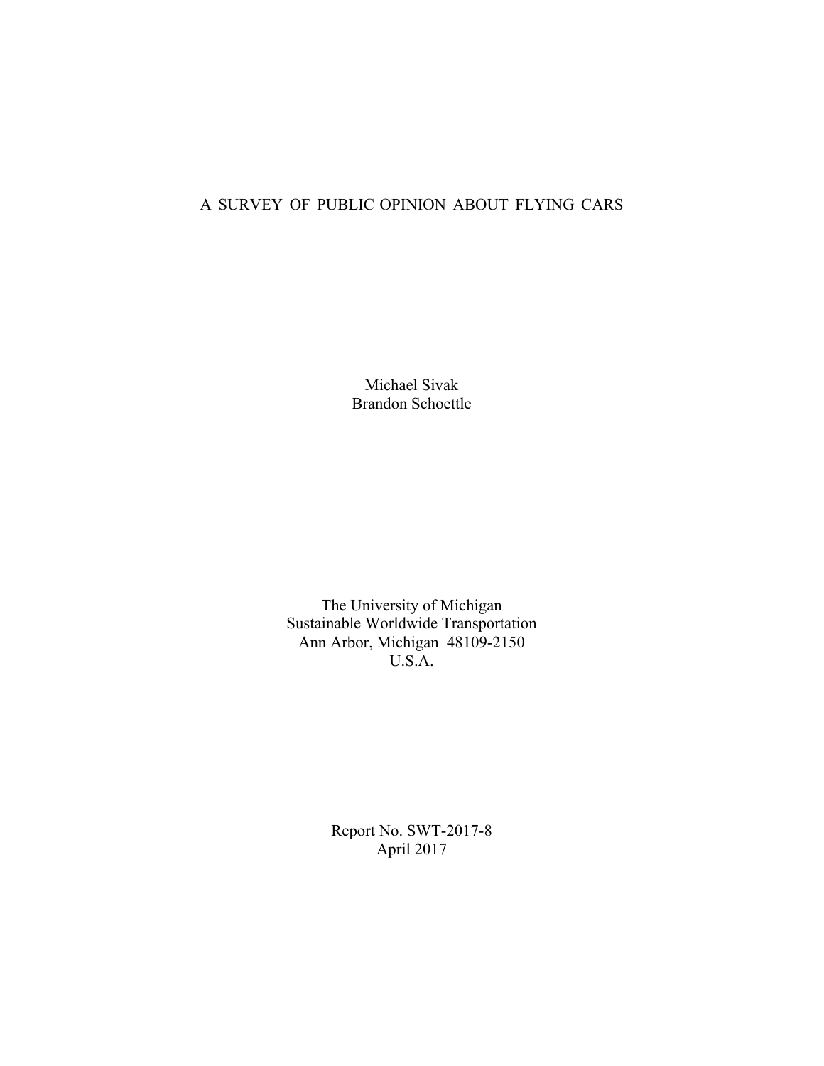# A SURVEY OF PUBLIC OPINION ABOUT FLYING CARS

Michael Sivak
Brandon Schoettle

The University of Michigan
Sustainable Worldwide Transportation
Ann Arbor, Michigan 48109-2150
U.S.A.

Report No. SWT-2017-8
April 2017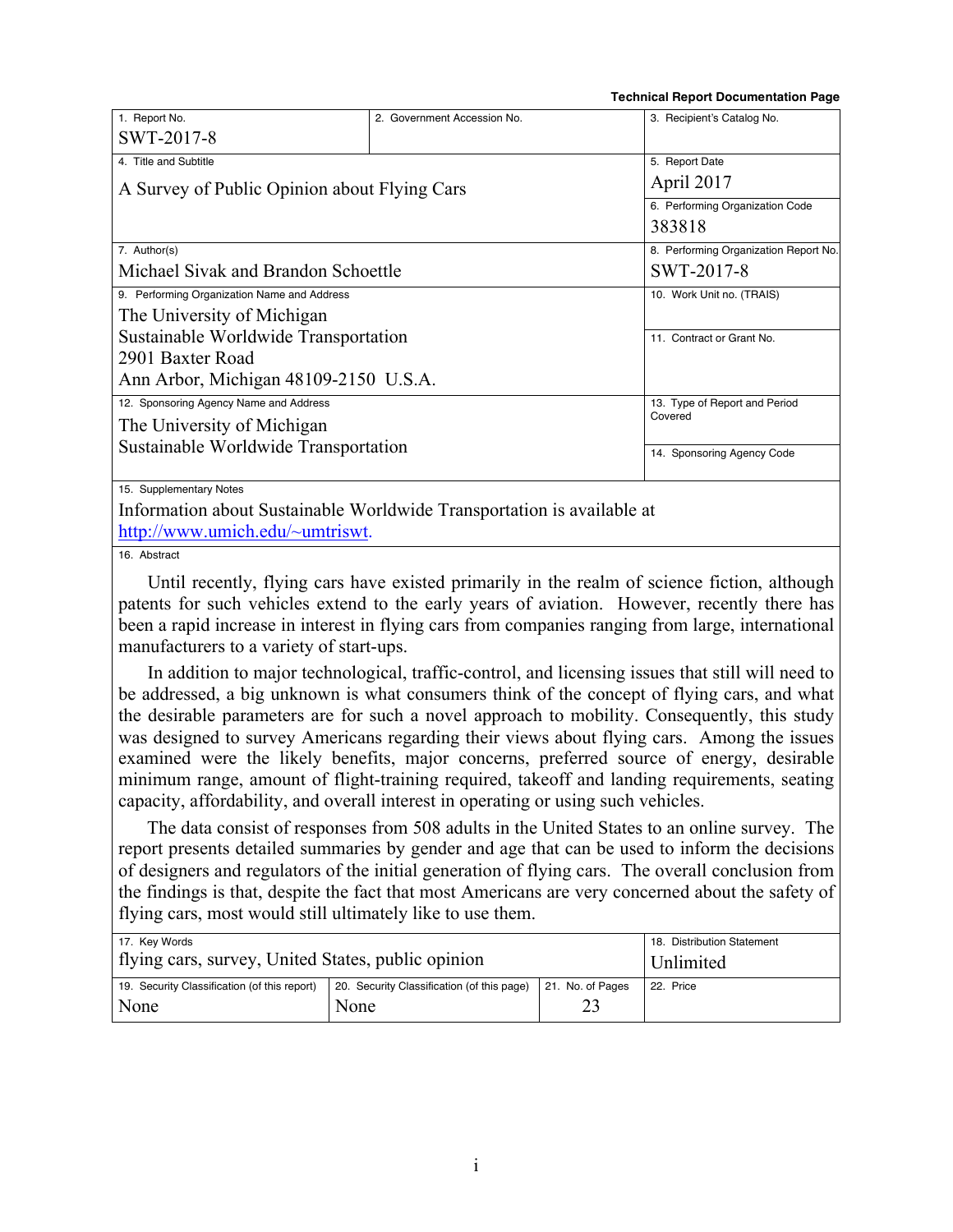**Technical Report Documentation Page**

| 1. Report No. | 2. Government Accession No. | 3. Recipient's Catalog No. |
|---|---|---|
| SWT-2017-8 | | |
| 4. Title and Subtitle<br>A Survey of Public Opinion about Flying Cars | | 5. Report Date<br>April 2017 |
| | | 6. Performing Organization Code<br>383818 |
| 7. Author(s)<br>Michael Sivak and Brandon Schoettle | | 8. Performing Organization Report No.<br>SWT-2017-8 |
| 9. Performing Organization Name and Address<br>The University of Michigan<br>Sustainable Worldwide Transportation<br>2901 Baxter Road<br>Ann Arbor, Michigan 48109-2150 U.S.A. | | 10. Work Unit no. (TRAIS) |
| | | 11. Contract or Grant No. |
| 12. Sponsoring Agency Name and Address<br>The University of Michigan<br>Sustainable Worldwide Transportation | | 13. Type of Report and Period Covered |
| | | 14. Sponsoring Agency Code |

15. Supplementary Notes

Information about Sustainable Worldwide Transportation is available at http://www.umich.edu/~umtriswt.

16. Abstract

Until recently, flying cars have existed primarily in the realm of science fiction, although patents for such vehicles extend to the early years of aviation. However, recently there has been a rapid increase in interest in flying cars from companies ranging from large, international manufacturers to a variety of start-ups.

In addition to major technological, traffic-control, and licensing issues that still will need to be addressed, a big unknown is what consumers think of the concept of flying cars, and what the desirable parameters are for such a novel approach to mobility. Consequently, this study was designed to survey Americans regarding their views about flying cars. Among the issues examined were the likely benefits, major concerns, preferred source of energy, desirable minimum range, amount of flight-training required, takeoff and landing requirements, seating capacity, affordability, and overall interest in operating or using such vehicles.

The data consist of responses from 508 adults in the United States to an online survey. The report presents detailed summaries by gender and age that can be used to inform the decisions of designers and regulators of the initial generation of flying cars. The overall conclusion from the findings is that, despite the fact that most Americans are very concerned about the safety of flying cars, most would still ultimately like to use them.

| 17. Key Words | | | 18. Distribution Statement |
|---|---|---|---|
| flying cars, survey, United States, public opinion | | | Unlimited |
| 19. Security Classification (of this report) | 20. Security Classification (of this page) | 21. No. of Pages | 22. Price |
| None | None | 23 | |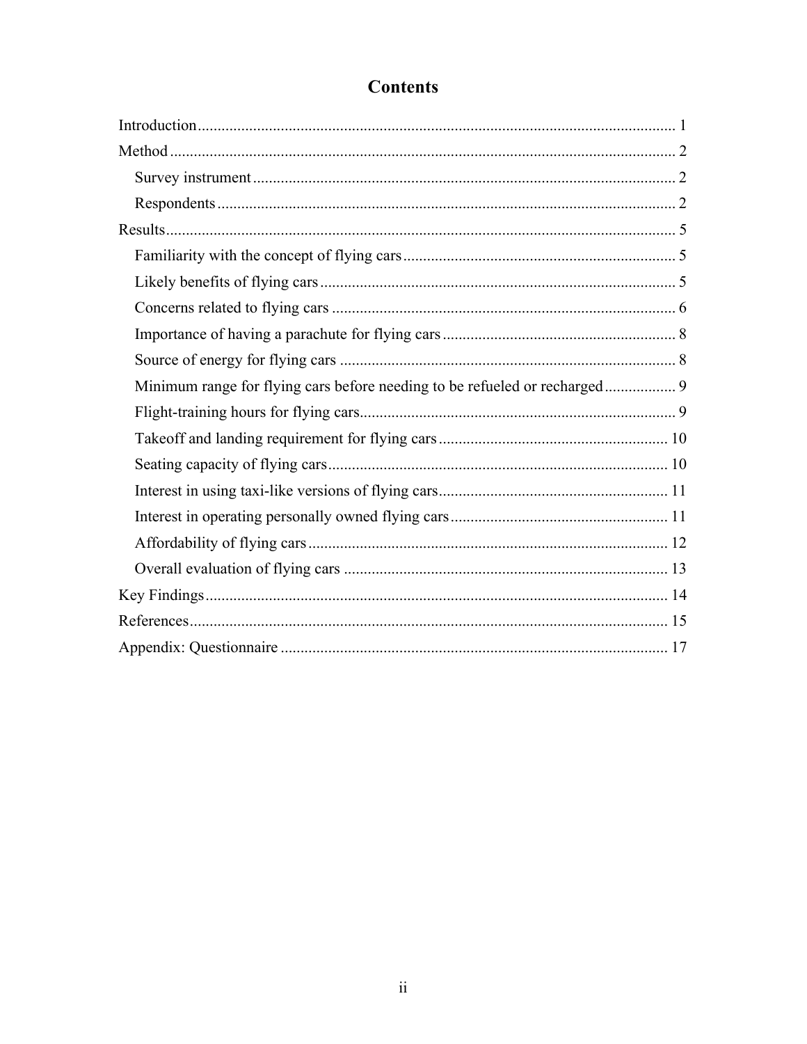# Contents

Introduction........................................................................................................................ 1
Method............................................................................................................................... 2
  Survey instrument.......................................................................................................... 2
  Respondents................................................................................................................... 2
Results................................................................................................................................ 5
  Familiarity with the concept of flying cars.................................................................... 5
  Likely benefits of flying cars......................................................................................... 5
  Concerns related to flying cars...................................................................................... 6
  Importance of having a parachute for flying cars.......................................................... 8
  Source of energy for flying cars.................................................................................... 8
  Minimum range for flying cars before needing to be refueled or recharged................. 9
  Flight-training hours for flying cars............................................................................... 9
  Takeoff and landing requirement for flying cars.......................................................... 10
  Seating capacity of flying cars...................................................................................... 10
  Interest in using taxi-like versions of flying cars.......................................................... 11
  Interest in operating personally owned flying cars....................................................... 11
  Affordability of flying cars........................................................................................... 12
  Overall evaluation of flying cars................................................................................... 13
Key Findings..................................................................................................................... 14
References......................................................................................................................... 15
Appendix: Questionnaire.................................................................................................. 17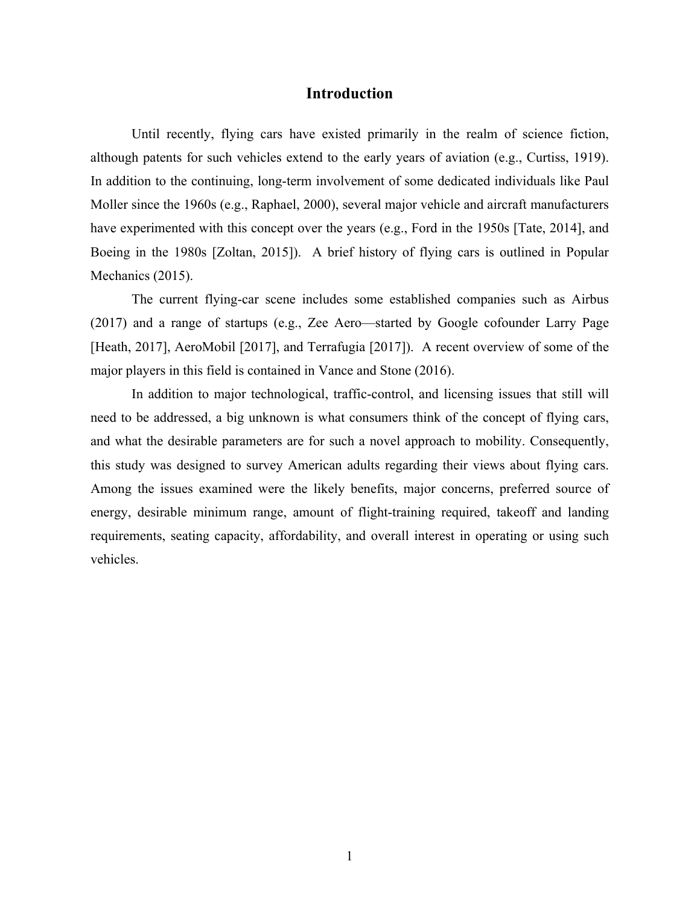# Introduction

Until recently, flying cars have existed primarily in the realm of science fiction, although patents for such vehicles extend to the early years of aviation (e.g., Curtiss, 1919). In addition to the continuing, long-term involvement of some dedicated individuals like Paul Moller since the 1960s (e.g., Raphael, 2000), several major vehicle and aircraft manufacturers have experimented with this concept over the years (e.g., Ford in the 1950s [Tate, 2014], and Boeing in the 1980s [Zoltan, 2015]). A brief history of flying cars is outlined in Popular Mechanics (2015).

The current flying-car scene includes some established companies such as Airbus (2017) and a range of startups (e.g., Zee Aero—started by Google cofounder Larry Page [Heath, 2017], AeroMobil [2017], and Terrafugia [2017]). A recent overview of some of the major players in this field is contained in Vance and Stone (2016).

In addition to major technological, traffic-control, and licensing issues that still will need to be addressed, a big unknown is what consumers think of the concept of flying cars, and what the desirable parameters are for such a novel approach to mobility. Consequently, this study was designed to survey American adults regarding their views about flying cars. Among the issues examined were the likely benefits, major concerns, preferred source of energy, desirable minimum range, amount of flight-training required, takeoff and landing requirements, seating capacity, affordability, and overall interest in operating or using such vehicles.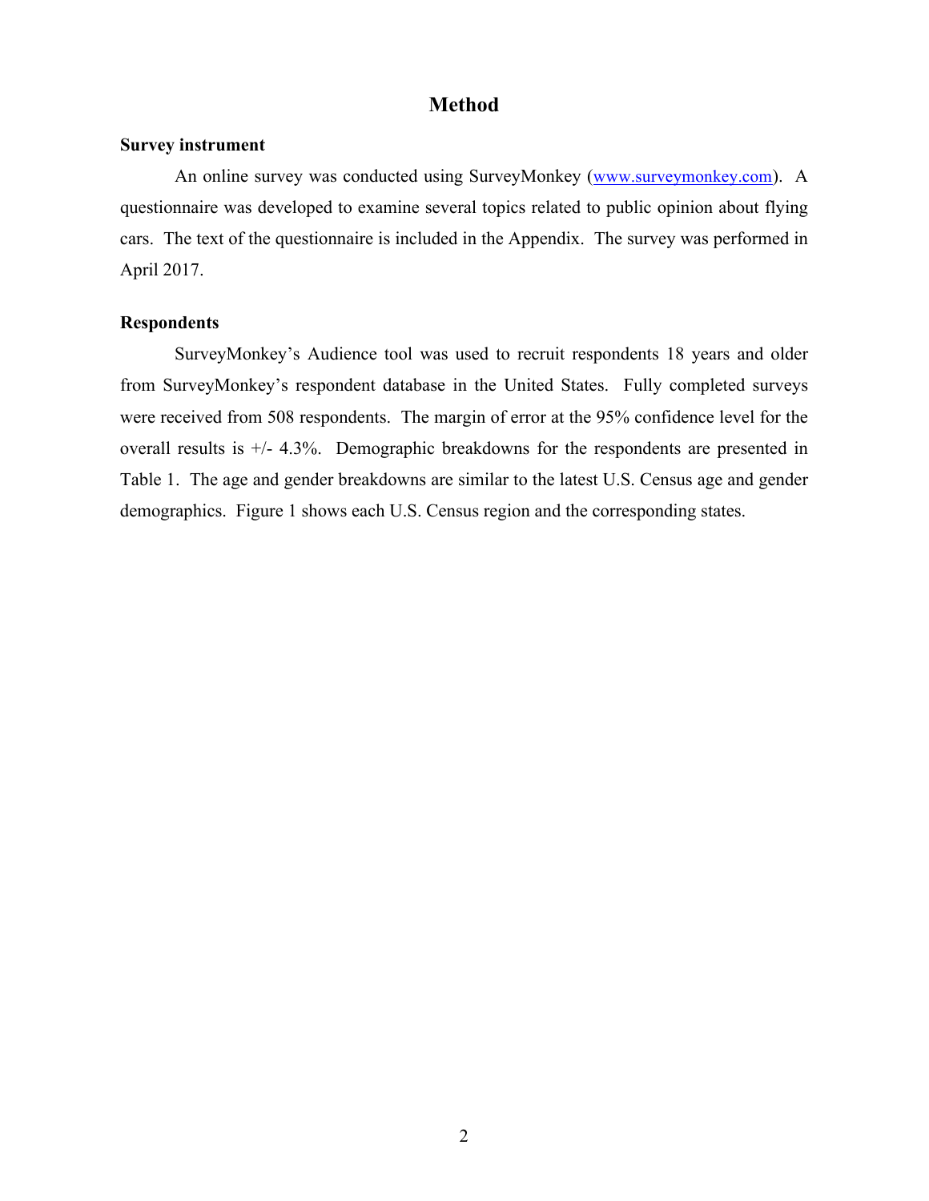# Method

### Survey instrument

An online survey was conducted using SurveyMonkey (www.surveymonkey.com). A questionnaire was developed to examine several topics related to public opinion about flying cars. The text of the questionnaire is included in the Appendix. The survey was performed in April 2017.

### Respondents

SurveyMonkey's Audience tool was used to recruit respondents 18 years and older from SurveyMonkey's respondent database in the United States. Fully completed surveys were received from 508 respondents. The margin of error at the 95% confidence level for the overall results is +/- 4.3%. Demographic breakdowns for the respondents are presented in Table 1. The age and gender breakdowns are similar to the latest U.S. Census age and gender demographics. Figure 1 shows each U.S. Census region and the corresponding states.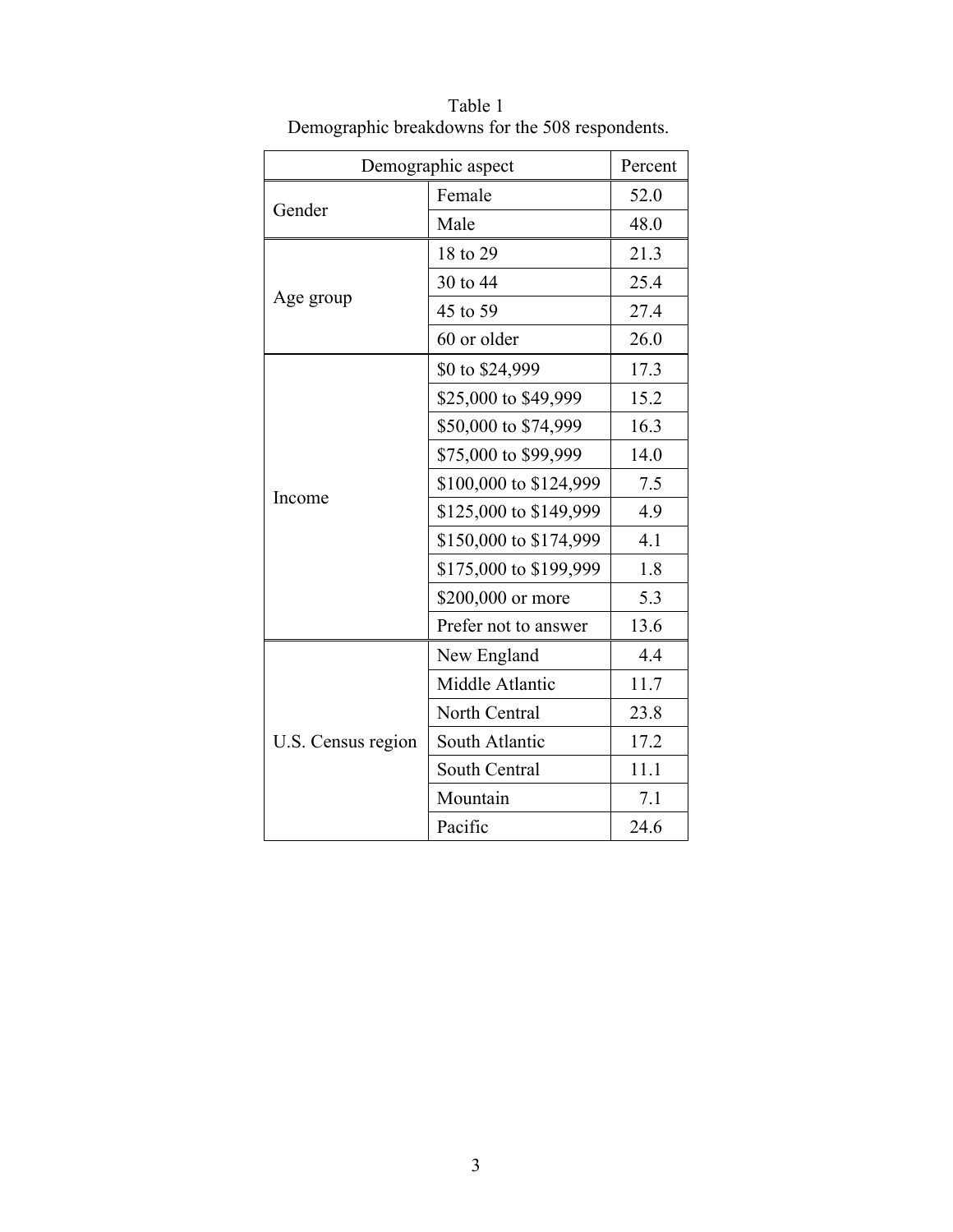Table 1
Demographic breakdowns for the 508 respondents.

| Demographic aspect | | Percent |
|---|---|---|
| Gender | Female | 52.0 |
| | Male | 48.0 |
| Age group | 18 to 29 | 21.3 |
| | 30 to 44 | 25.4 |
| | 45 to 59 | 27.4 |
| | 60 or older | 26.0 |
| Income | $0 to $24,999 | 17.3 |
| | $25,000 to $49,999 | 15.2 |
| | $50,000 to $74,999 | 16.3 |
| | $75,000 to $99,999 | 14.0 |
| | $100,000 to $124,999 | 7.5 |
| | $125,000 to $149,999 | 4.9 |
| | $150,000 to $174,999 | 4.1 |
| | $175,000 to $199,999 | 1.8 |
| | $200,000 or more | 5.3 |
| | Prefer not to answer | 13.6 |
| U.S. Census region | New England | 4.4 |
| | Middle Atlantic | 11.7 |
| | North Central | 23.8 |
| | South Atlantic | 17.2 |
| | South Central | 11.1 |
| | Mountain | 7.1 |
| | Pacific | 24.6 |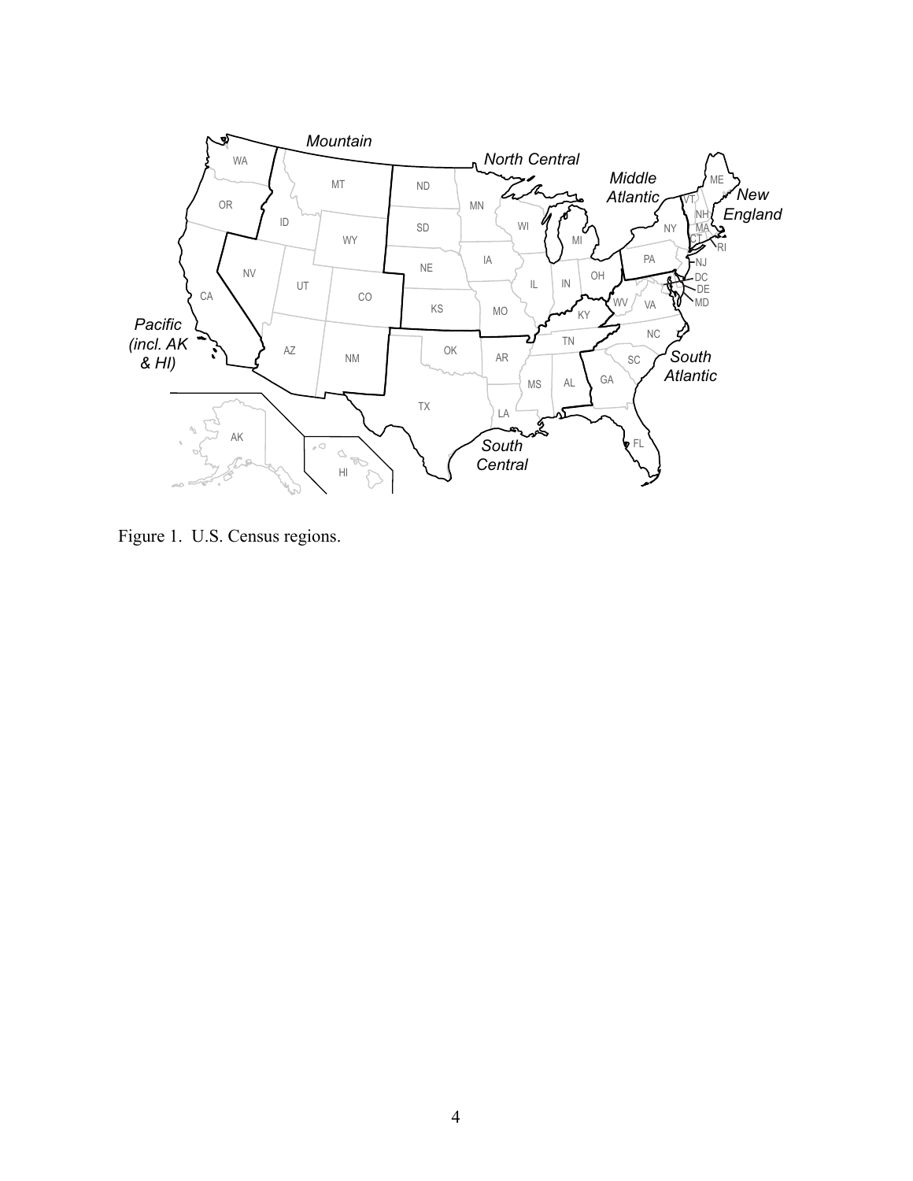Figure 1. U.S. Census regions.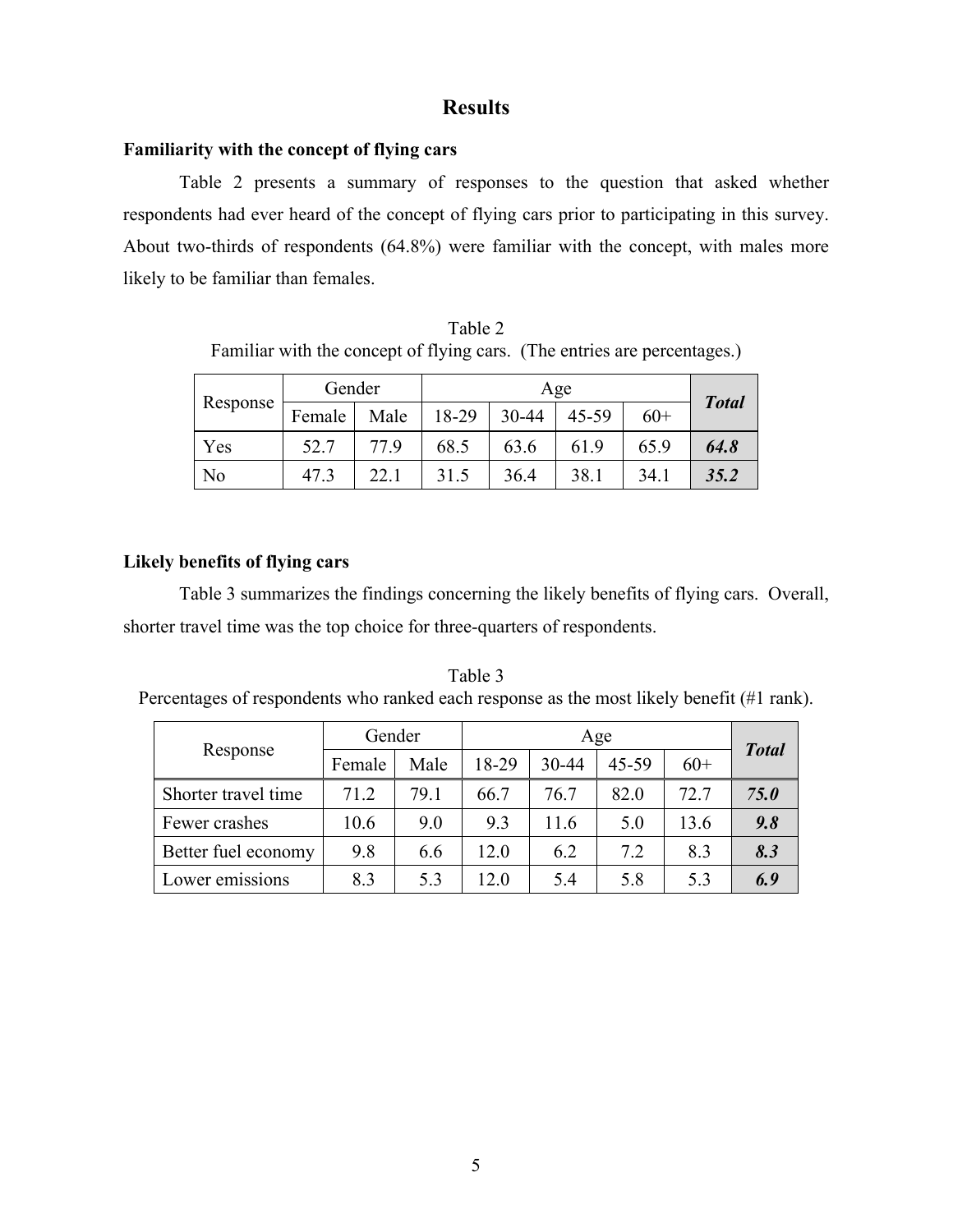## Results

### Familiarity with the concept of flying cars

Table 2 presents a summary of responses to the question that asked whether respondents had ever heard of the concept of flying cars prior to participating in this survey. About two-thirds of respondents (64.8%) were familiar with the concept, with males more likely to be familiar than females.

Table 2
Familiar with the concept of flying cars. (The entries are percentages.)

| Response | Gender | | Age | | | | ***Total*** |
|---|---|---|---|---|---|---|---|
| | Female | Male | 18-29 | 30-44 | 45-59 | 60+ | |
| Yes | 52.7 | 77.9 | 68.5 | 63.6 | 61.9 | 65.9 | ***64.8*** |
| No | 47.3 | 22.1 | 31.5 | 36.4 | 38.1 | 34.1 | ***35.2*** |

### Likely benefits of flying cars

Table 3 summarizes the findings concerning the likely benefits of flying cars. Overall, shorter travel time was the top choice for three-quarters of respondents.

Table 3
Percentages of respondents who ranked each response as the most likely benefit (#1 rank).

| Response | Gender | | Age | | | | ***Total*** |
|---|---|---|---|---|---|---|---|
| | Female | Male | 18-29 | 30-44 | 45-59 | 60+ | |
| Shorter travel time | 71.2 | 79.1 | 66.7 | 76.7 | 82.0 | 72.7 | ***75.0*** |
| Fewer crashes | 10.6 | 9.0 | 9.3 | 11.6 | 5.0 | 13.6 | ***9.8*** |
| Better fuel economy | 9.8 | 6.6 | 12.0 | 6.2 | 7.2 | 8.3 | ***8.3*** |
| Lower emissions | 8.3 | 5.3 | 12.0 | 5.4 | 5.8 | 5.3 | ***6.9*** |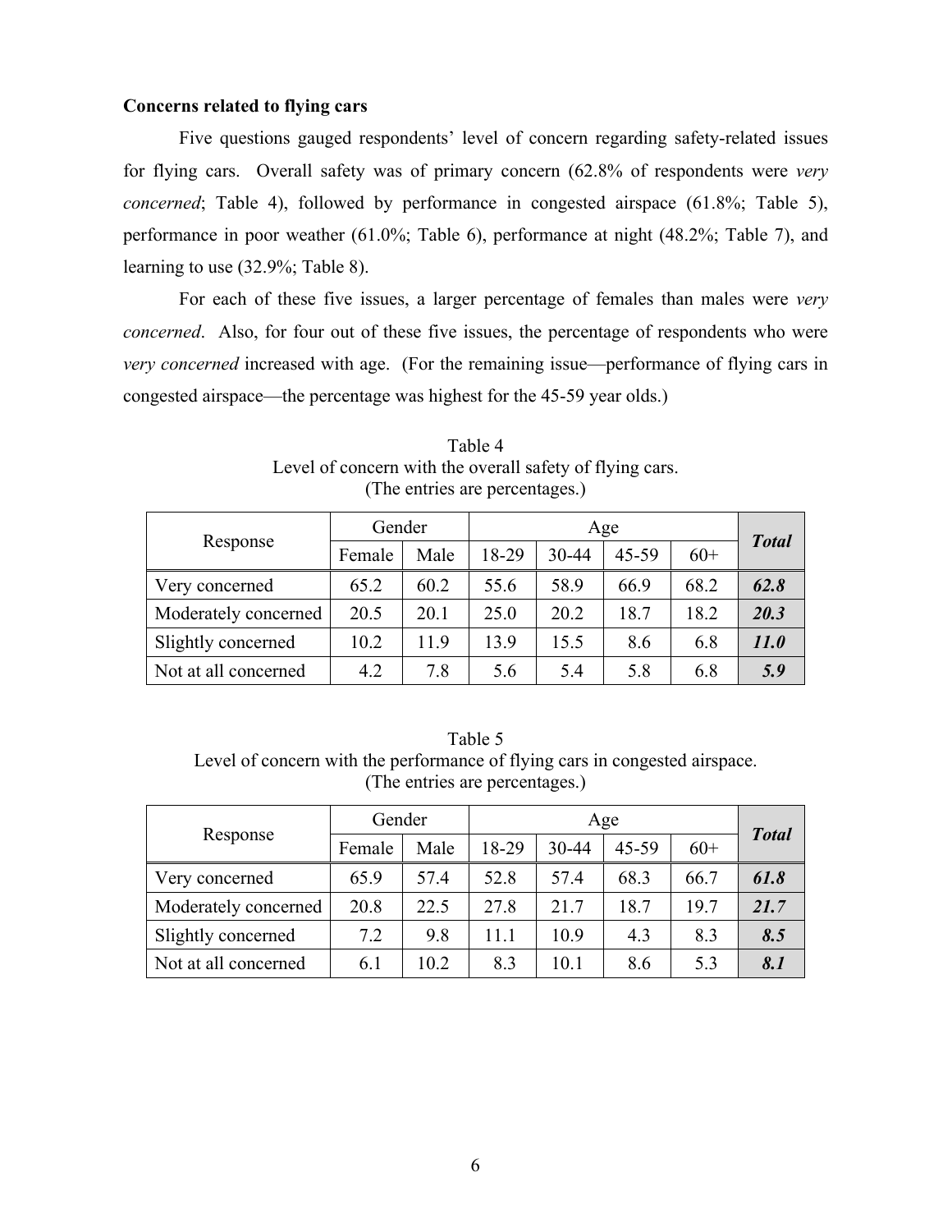### Concerns related to flying cars

Five questions gauged respondents' level of concern regarding safety-related issues for flying cars. Overall safety was of primary concern (62.8% of respondents were *very concerned*; Table 4), followed by performance in congested airspace (61.8%; Table 5), performance in poor weather (61.0%; Table 6), performance at night (48.2%; Table 7), and learning to use (32.9%; Table 8).

For each of these five issues, a larger percentage of females than males were *very concerned*. Also, for four out of these five issues, the percentage of respondents who were *very concerned* increased with age. (For the remaining issue—performance of flying cars in congested airspace—the percentage was highest for the 45-59 year olds.)

Table 4
Level of concern with the overall safety of flying cars.
(The entries are percentages.)

| Response | Gender | | Age | | | | ***Total*** |
|---|---|---|---|---|---|---|---|
| | Female | Male | 18-29 | 30-44 | 45-59 | 60+ | |
| Very concerned | 65.2 | 60.2 | 55.6 | 58.9 | 66.9 | 68.2 | ***62.8*** |
| Moderately concerned | 20.5 | 20.1 | 25.0 | 20.2 | 18.7 | 18.2 | ***20.3*** |
| Slightly concerned | 10.2 | 11.9 | 13.9 | 15.5 | 8.6 | 6.8 | ***11.0*** |
| Not at all concerned | 4.2 | 7.8 | 5.6 | 5.4 | 5.8 | 6.8 | ***5.9*** |

Table 5
Level of concern with the performance of flying cars in congested airspace.
(The entries are percentages.)

| Response | Gender | | Age | | | | ***Total*** |
|---|---|---|---|---|---|---|---|
| | Female | Male | 18-29 | 30-44 | 45-59 | 60+ | |
| Very concerned | 65.9 | 57.4 | 52.8 | 57.4 | 68.3 | 66.7 | ***61.8*** |
| Moderately concerned | 20.8 | 22.5 | 27.8 | 21.7 | 18.7 | 19.7 | ***21.7*** |
| Slightly concerned | 7.2 | 9.8 | 11.1 | 10.9 | 4.3 | 8.3 | ***8.5*** |
| Not at all concerned | 6.1 | 10.2 | 8.3 | 10.1 | 8.6 | 5.3 | ***8.1*** |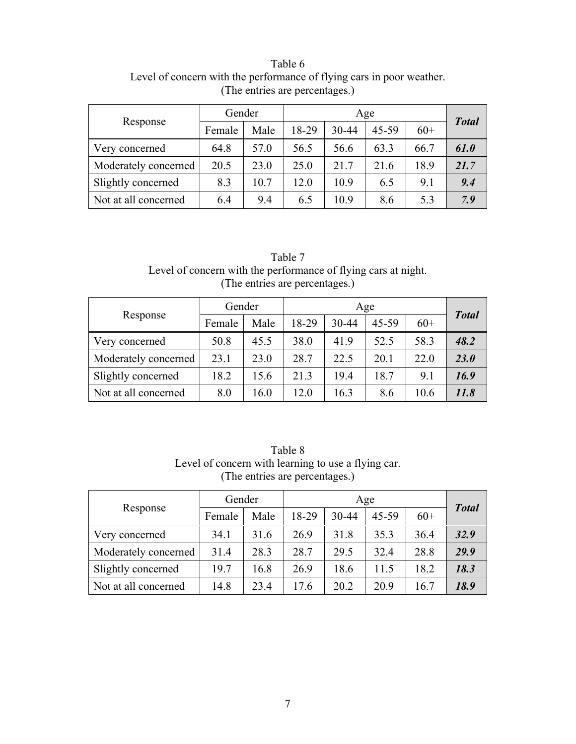Table 6
Level of concern with the performance of flying cars in poor weather.
(The entries are percentages.)

| Response | Gender | | Age | | | | ***Total*** |
|---|---|---|---|---|---|---|---|
| | Female | Male | 18-29 | 30-44 | 45-59 | 60+ | |
| Very concerned | 64.8 | 57.0 | 56.5 | 56.6 | 63.3 | 66.7 | ***61.0*** |
| Moderately concerned | 20.5 | 23.0 | 25.0 | 21.7 | 21.6 | 18.9 | ***21.7*** |
| Slightly concerned | 8.3 | 10.7 | 12.0 | 10.9 | 6.5 | 9.1 | ***9.4*** |
| Not at all concerned | 6.4 | 9.4 | 6.5 | 10.9 | 8.6 | 5.3 | ***7.9*** |

Table 7
Level of concern with the performance of flying cars at night.
(The entries are percentages.)

| Response | Gender | | Age | | | | ***Total*** |
|---|---|---|---|---|---|---|---|
| | Female | Male | 18-29 | 30-44 | 45-59 | 60+ | |
| Very concerned | 50.8 | 45.5 | 38.0 | 41.9 | 52.5 | 58.3 | ***48.2*** |
| Moderately concerned | 23.1 | 23.0 | 28.7 | 22.5 | 20.1 | 22.0 | ***23.0*** |
| Slightly concerned | 18.2 | 15.6 | 21.3 | 19.4 | 18.7 | 9.1 | ***16.9*** |
| Not at all concerned | 8.0 | 16.0 | 12.0 | 16.3 | 8.6 | 10.6 | ***11.8*** |

Table 8
Level of concern with learning to use a flying car.
(The entries are percentages.)

| Response | Gender | | Age | | | | ***Total*** |
|---|---|---|---|---|---|---|---|
| | Female | Male | 18-29 | 30-44 | 45-59 | 60+ | |
| Very concerned | 34.1 | 31.6 | 26.9 | 31.8 | 35.3 | 36.4 | ***32.9*** |
| Moderately concerned | 31.4 | 28.3 | 28.7 | 29.5 | 32.4 | 28.8 | ***29.9*** |
| Slightly concerned | 19.7 | 16.8 | 26.9 | 18.6 | 11.5 | 18.2 | ***18.3*** |
| Not at all concerned | 14.8 | 23.4 | 17.6 | 20.2 | 20.9 | 16.7 | ***18.9*** |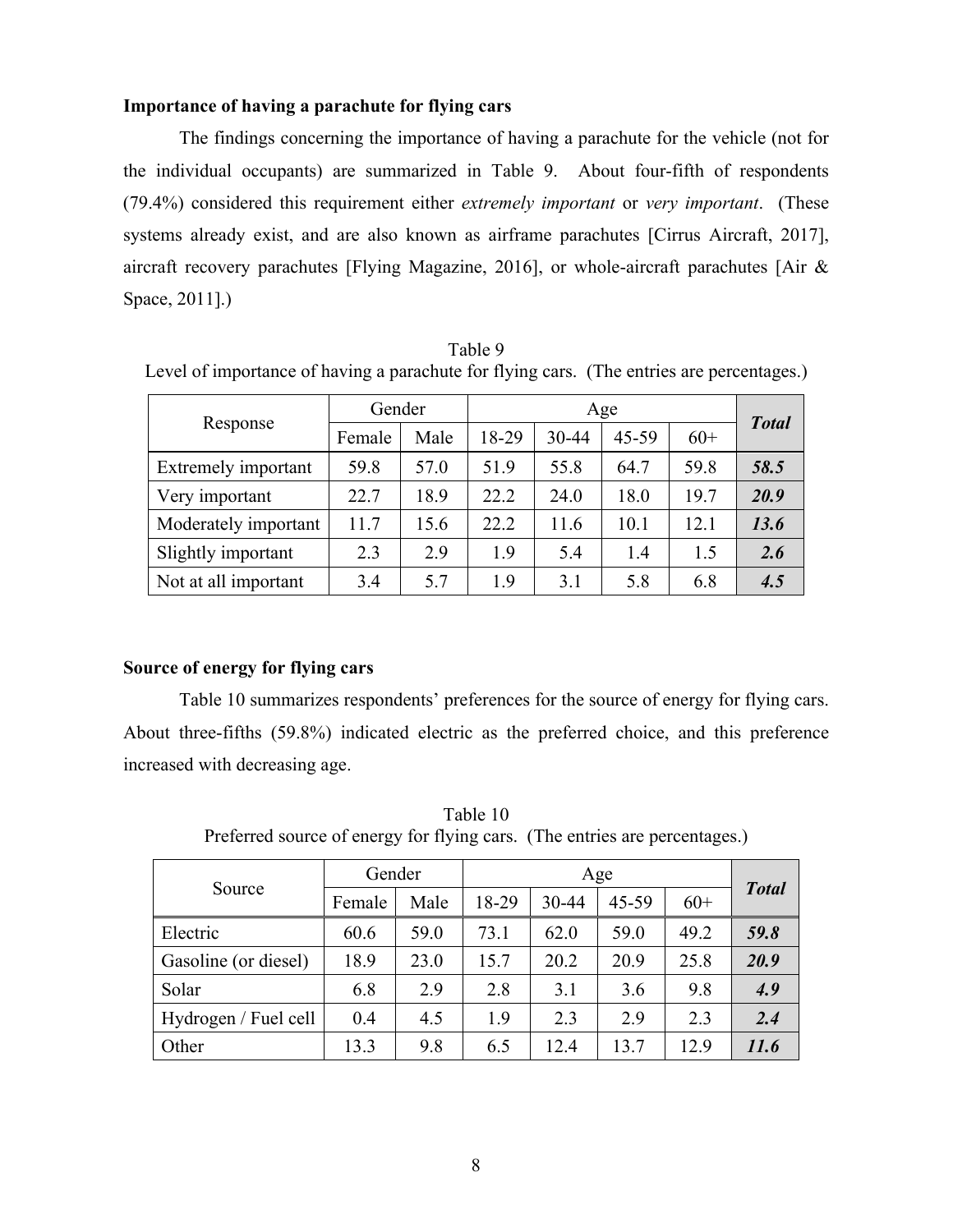### Importance of having a parachute for flying cars

The findings concerning the importance of having a parachute for the vehicle (not for the individual occupants) are summarized in Table 9. About four-fifth of respondents (79.4%) considered this requirement either *extremely important* or *very important*. (These systems already exist, and are also known as airframe parachutes [Cirrus Aircraft, 2017], aircraft recovery parachutes [Flying Magazine, 2016], or whole-aircraft parachutes [Air & Space, 2011].)

Table 9
Level of importance of having a parachute for flying cars. (The entries are percentages.)

| Response | Gender | | Age | | | | ***Total*** |
|---|---|---|---|---|---|---|---|
| | Female | Male | 18-29 | 30-44 | 45-59 | 60+ | |
| Extremely important | 59.8 | 57.0 | 51.9 | 55.8 | 64.7 | 59.8 | ***58.5*** |
| Very important | 22.7 | 18.9 | 22.2 | 24.0 | 18.0 | 19.7 | ***20.9*** |
| Moderately important | 11.7 | 15.6 | 22.2 | 11.6 | 10.1 | 12.1 | ***13.6*** |
| Slightly important | 2.3 | 2.9 | 1.9 | 5.4 | 1.4 | 1.5 | ***2.6*** |
| Not at all important | 3.4 | 5.7 | 1.9 | 3.1 | 5.8 | 6.8 | ***4.5*** |

### Source of energy for flying cars

Table 10 summarizes respondents' preferences for the source of energy for flying cars. About three-fifths (59.8%) indicated electric as the preferred choice, and this preference increased with decreasing age.

Table 10
Preferred source of energy for flying cars. (The entries are percentages.)

| Source | Gender | | Age | | | | ***Total*** |
|---|---|---|---|---|---|---|---|
| | Female | Male | 18-29 | 30-44 | 45-59 | 60+ | |
| Electric | 60.6 | 59.0 | 73.1 | 62.0 | 59.0 | 49.2 | ***59.8*** |
| Gasoline (or diesel) | 18.9 | 23.0 | 15.7 | 20.2 | 20.9 | 25.8 | ***20.9*** |
| Solar | 6.8 | 2.9 | 2.8 | 3.1 | 3.6 | 9.8 | ***4.9*** |
| Hydrogen / Fuel cell | 0.4 | 4.5 | 1.9 | 2.3 | 2.9 | 2.3 | ***2.4*** |
| Other | 13.3 | 9.8 | 6.5 | 12.4 | 13.7 | 12.9 | ***11.6*** |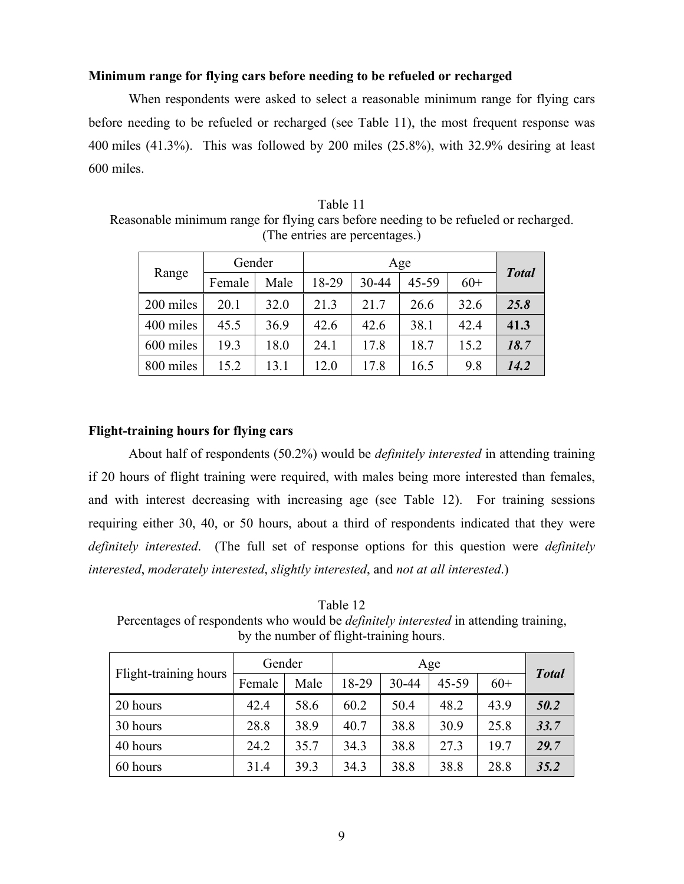### Minimum range for flying cars before needing to be refueled or recharged

When respondents were asked to select a reasonable minimum range for flying cars before needing to be refueled or recharged (see Table 11), the most frequent response was 400 miles (41.3%). This was followed by 200 miles (25.8%), with 32.9% desiring at least 600 miles.

Table 11
Reasonable minimum range for flying cars before needing to be refueled or recharged. (The entries are percentages.)

| Range | Gender | | Age | | | | ***Total*** |
|---|---|---|---|---|---|---|---|
| | Female | Male | 18-29 | 30-44 | 45-59 | 60+ | |
| 200 miles | 20.1 | 32.0 | 21.3 | 21.7 | 26.6 | 32.6 | ***25.8*** |
| 400 miles | 45.5 | 36.9 | 42.6 | 42.6 | 38.1 | 42.4 | **41.3** |
| 600 miles | 19.3 | 18.0 | 24.1 | 17.8 | 18.7 | 15.2 | ***18.7*** |
| 800 miles | 15.2 | 13.1 | 12.0 | 17.8 | 16.5 | 9.8 | ***14.2*** |

### Flight-training hours for flying cars

About half of respondents (50.2%) would be *definitely interested* in attending training if 20 hours of flight training were required, with males being more interested than females, and with interest decreasing with increasing age (see Table 12). For training sessions requiring either 30, 40, or 50 hours, about a third of respondents indicated that they were *definitely interested*. (The full set of response options for this question were *definitely interested*, *moderately interested*, *slightly interested*, and *not at all interested*.)

Table 12
Percentages of respondents who would be *definitely interested* in attending training, by the number of flight-training hours.

| Flight-training hours | Gender | | Age | | | | ***Total*** |
|---|---|---|---|---|---|---|---|
| | Female | Male | 18-29 | 30-44 | 45-59 | 60+ | |
| 20 hours | 42.4 | 58.6 | 60.2 | 50.4 | 48.2 | 43.9 | ***50.2*** |
| 30 hours | 28.8 | 38.9 | 40.7 | 38.8 | 30.9 | 25.8 | ***33.7*** |
| 40 hours | 24.2 | 35.7 | 34.3 | 38.8 | 27.3 | 19.7 | ***29.7*** |
| 60 hours | 31.4 | 39.3 | 34.3 | 38.8 | 38.8 | 28.8 | ***35.2*** |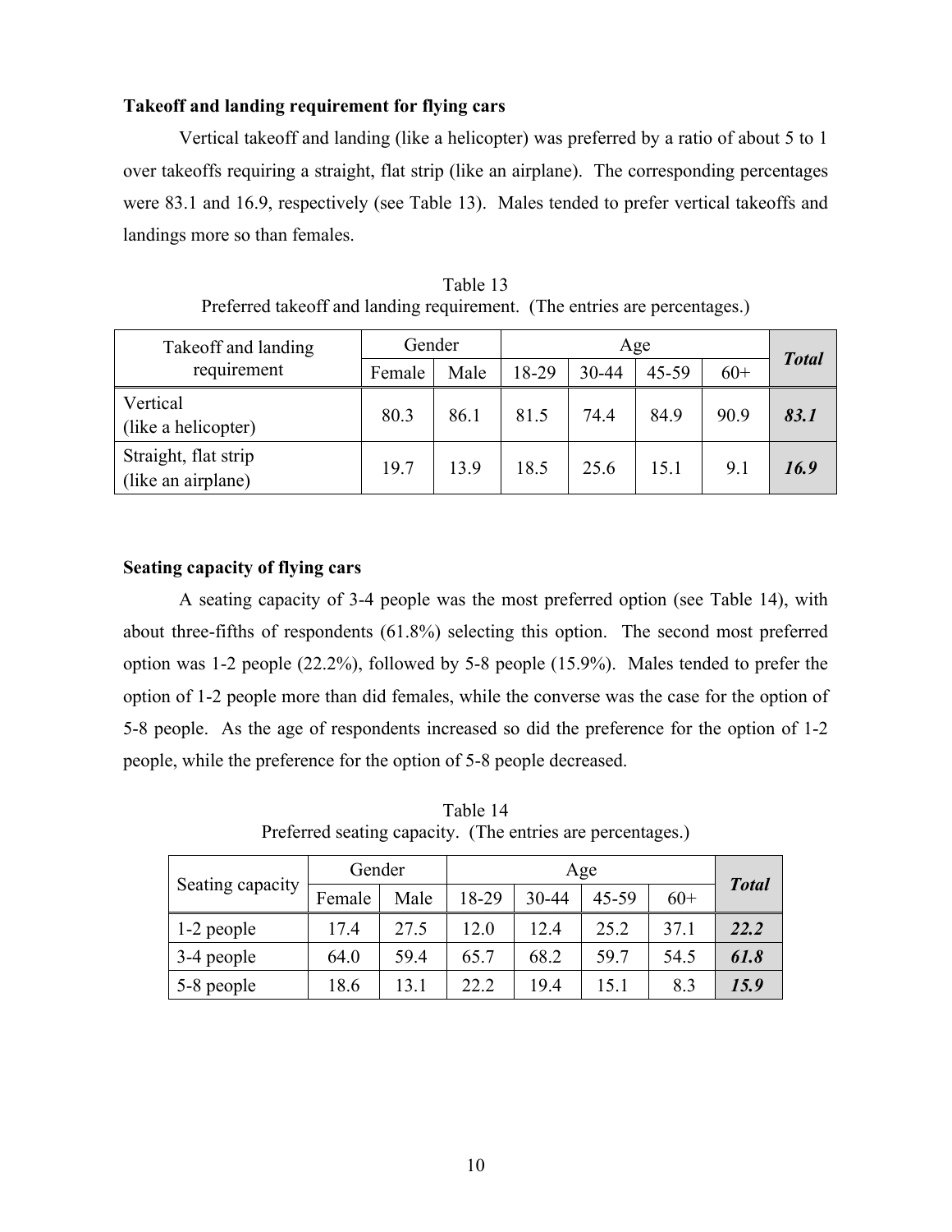### Takeoff and landing requirement for flying cars

Vertical takeoff and landing (like a helicopter) was preferred by a ratio of about 5 to 1 over takeoffs requiring a straight, flat strip (like an airplane). The corresponding percentages were 83.1 and 16.9, respectively (see Table 13). Males tended to prefer vertical takeoffs and landings more so than females.

Table 13
Preferred takeoff and landing requirement. (The entries are percentages.)

| Takeoff and landing requirement | Gender | | Age | | | | ***Total*** |
|---|---|---|---|---|---|---|---|
| | Female | Male | 18-29 | 30-44 | 45-59 | 60+ | |
| Vertical (like a helicopter) | 80.3 | 86.1 | 81.5 | 74.4 | 84.9 | 90.9 | ***83.1*** |
| Straight, flat strip (like an airplane) | 19.7 | 13.9 | 18.5 | 25.6 | 15.1 | 9.1 | ***16.9*** |

### Seating capacity of flying cars

A seating capacity of 3-4 people was the most preferred option (see Table 14), with about three-fifths of respondents (61.8%) selecting this option. The second most preferred option was 1-2 people (22.2%), followed by 5-8 people (15.9%). Males tended to prefer the option of 1-2 people more than did females, while the converse was the case for the option of 5-8 people. As the age of respondents increased so did the preference for the option of 1-2 people, while the preference for the option of 5-8 people decreased.

Table 14
Preferred seating capacity. (The entries are percentages.)

| Seating capacity | Gender | | Age | | | | ***Total*** |
|---|---|---|---|---|---|---|---|
| | Female | Male | 18-29 | 30-44 | 45-59 | 60+ | |
| 1-2 people | 17.4 | 27.5 | 12.0 | 12.4 | 25.2 | 37.1 | ***22.2*** |
| 3-4 people | 64.0 | 59.4 | 65.7 | 68.2 | 59.7 | 54.5 | ***61.8*** |
| 5-8 people | 18.6 | 13.1 | 22.2 | 19.4 | 15.1 | 8.3 | ***15.9*** |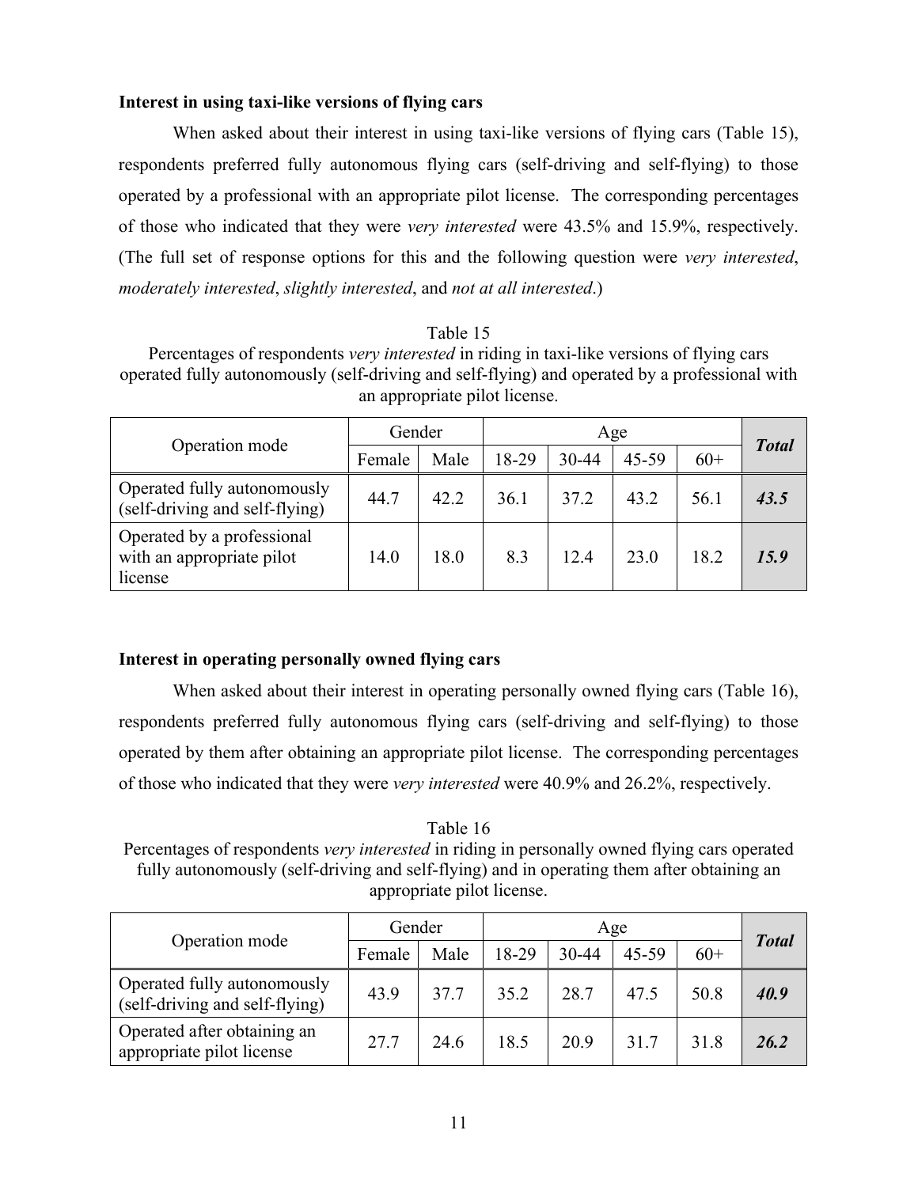**Interest in using taxi-like versions of flying cars**

When asked about their interest in using taxi-like versions of flying cars (Table 15), respondents preferred fully autonomous flying cars (self-driving and self-flying) to those operated by a professional with an appropriate pilot license. The corresponding percentages of those who indicated that they were *very interested* were 43.5% and 15.9%, respectively. (The full set of response options for this and the following question were *very interested*, *moderately interested*, *slightly interested*, and *not at all interested*.)

Table 15
Percentages of respondents *very interested* in riding in taxi-like versions of flying cars operated fully autonomously (self-driving and self-flying) and operated by a professional with an appropriate pilot license.

| Operation mode | Gender | | Age | | | | ***Total*** |
|---|---|---|---|---|---|---|---|
| | Female | Male | 18-29 | 30-44 | 45-59 | 60+ | |
| Operated fully autonomously (self-driving and self-flying) | 44.7 | 42.2 | 36.1 | 37.2 | 43.2 | 56.1 | ***43.5*** |
| Operated by a professional with an appropriate pilot license | 14.0 | 18.0 | 8.3 | 12.4 | 23.0 | 18.2 | ***15.9*** |

**Interest in operating personally owned flying cars**

When asked about their interest in operating personally owned flying cars (Table 16), respondents preferred fully autonomous flying cars (self-driving and self-flying) to those operated by them after obtaining an appropriate pilot license. The corresponding percentages of those who indicated that they were *very interested* were 40.9% and 26.2%, respectively.

Table 16
Percentages of respondents *very interested* in riding in personally owned flying cars operated fully autonomously (self-driving and self-flying) and in operating them after obtaining an appropriate pilot license.

| Operation mode | Gender | | Age | | | | ***Total*** |
|---|---|---|---|---|---|---|---|
| | Female | Male | 18-29 | 30-44 | 45-59 | 60+ | |
| Operated fully autonomously (self-driving and self-flying) | 43.9 | 37.7 | 35.2 | 28.7 | 47.5 | 50.8 | ***40.9*** |
| Operated after obtaining an appropriate pilot license | 27.7 | 24.6 | 18.5 | 20.9 | 31.7 | 31.8 | ***26.2*** |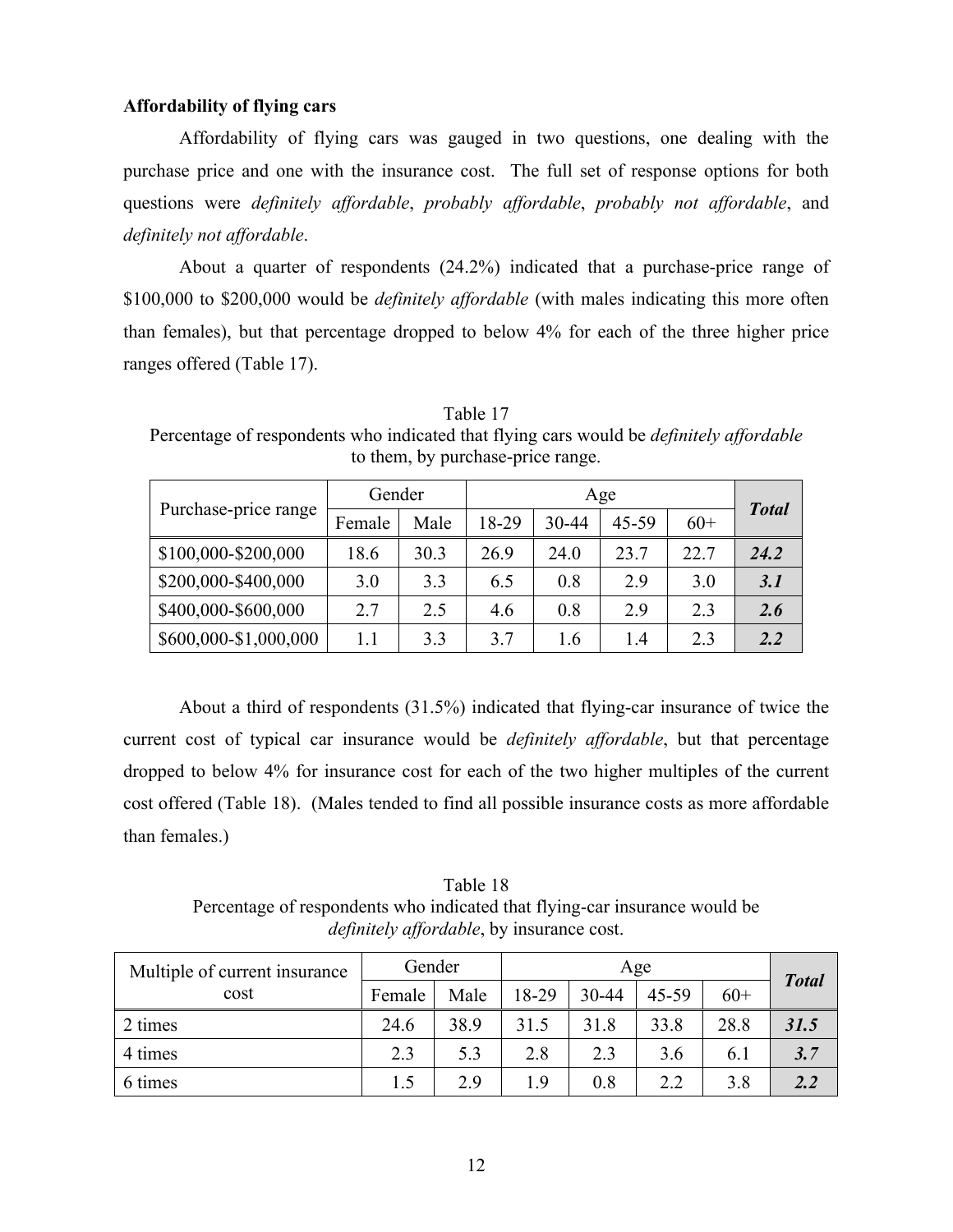**Affordability of flying cars**

Affordability of flying cars was gauged in two questions, one dealing with the purchase price and one with the insurance cost. The full set of response options for both questions were *definitely affordable*, *probably affordable*, *probably not affordable*, and *definitely not affordable*.

About a quarter of respondents (24.2%) indicated that a purchase-price range of $100,000 to $200,000 would be *definitely affordable* (with males indicating this more often than females), but that percentage dropped to below 4% for each of the three higher price ranges offered (Table 17).

Table 17
Percentage of respondents who indicated that flying cars would be *definitely affordable* to them, by purchase-price range.

| Purchase-price range | Gender | | Age | | | | ***Total*** |
|---|---|---|---|---|---|---|---|
| | Female | Male | 18-29 | 30-44 | 45-59 | 60+ | |
| $100,000-$200,000 | 18.6 | 30.3 | 26.9 | 24.0 | 23.7 | 22.7 | ***24.2*** |
| $200,000-$400,000 | 3.0 | 3.3 | 6.5 | 0.8 | 2.9 | 3.0 | ***3.1*** |
| $400,000-$600,000 | 2.7 | 2.5 | 4.6 | 0.8 | 2.9 | 2.3 | ***2.6*** |
| $600,000-$1,000,000 | 1.1 | 3.3 | 3.7 | 1.6 | 1.4 | 2.3 | ***2.2*** |

About a third of respondents (31.5%) indicated that flying-car insurance of twice the current cost of typical car insurance would be *definitely affordable*, but that percentage dropped to below 4% for insurance cost for each of the two higher multiples of the current cost offered (Table 18). (Males tended to find all possible insurance costs as more affordable than females.)

Table 18
Percentage of respondents who indicated that flying-car insurance would be *definitely affordable*, by insurance cost.

| Multiple of current insurance cost | Gender | | Age | | | | ***Total*** |
|---|---|---|---|---|---|---|---|
| | Female | Male | 18-29 | 30-44 | 45-59 | 60+ | |
| 2 times | 24.6 | 38.9 | 31.5 | 31.8 | 33.8 | 28.8 | ***31.5*** |
| 4 times | 2.3 | 5.3 | 2.8 | 2.3 | 3.6 | 6.1 | ***3.7*** |
| 6 times | 1.5 | 2.9 | 1.9 | 0.8 | 2.2 | 3.8 | ***2.2*** |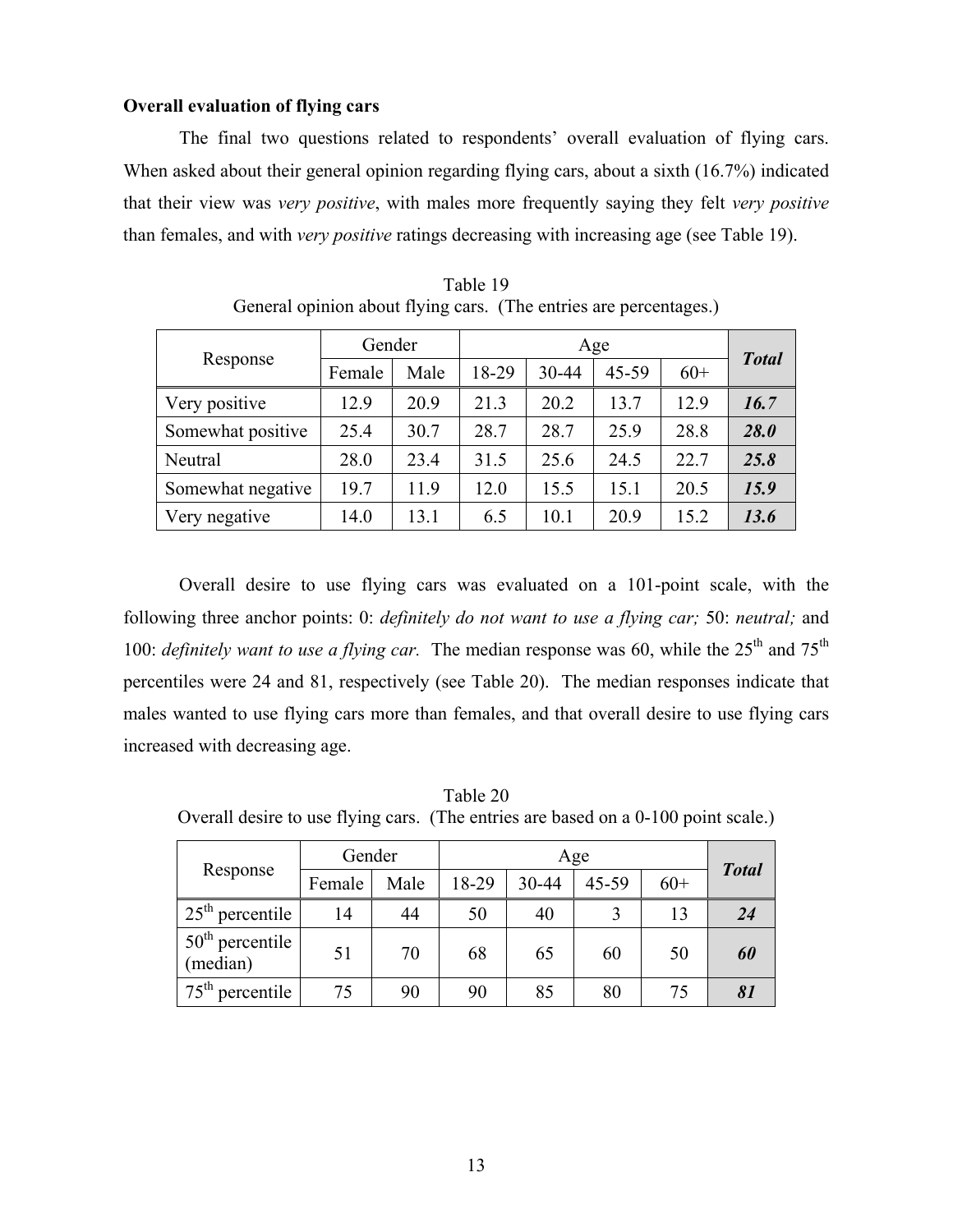**Overall evaluation of flying cars**

The final two questions related to respondents' overall evaluation of flying cars. When asked about their general opinion regarding flying cars, about a sixth (16.7%) indicated that their view was *very positive*, with males more frequently saying they felt *very positive* than females, and with *very positive* ratings decreasing with increasing age (see Table 19).

Table 19
General opinion about flying cars. (The entries are percentages.)

| Response | Gender | | Age | | | | *Total* |
|---|---|---|---|---|---|---|---|
| | Female | Male | 18-29 | 30-44 | 45-59 | 60+ | |
| Very positive | 12.9 | 20.9 | 21.3 | 20.2 | 13.7 | 12.9 | ***16.7*** |
| Somewhat positive | 25.4 | 30.7 | 28.7 | 28.7 | 25.9 | 28.8 | ***28.0*** |
| Neutral | 28.0 | 23.4 | 31.5 | 25.6 | 24.5 | 22.7 | ***25.8*** |
| Somewhat negative | 19.7 | 11.9 | 12.0 | 15.5 | 15.1 | 20.5 | ***15.9*** |
| Very negative | 14.0 | 13.1 | 6.5 | 10.1 | 20.9 | 15.2 | ***13.6*** |

Overall desire to use flying cars was evaluated on a 101-point scale, with the following three anchor points: 0: *definitely do not want to use a flying car;* 50: *neutral;* and 100: *definitely want to use a flying car.* The median response was 60, while the 25th and 75th percentiles were 24 and 81, respectively (see Table 20). The median responses indicate that males wanted to use flying cars more than females, and that overall desire to use flying cars increased with decreasing age.

Table 20
Overall desire to use flying cars. (The entries are based on a 0-100 point scale.)

| Response | Gender | | Age | | | | *Total* |
|---|---|---|---|---|---|---|---|
| | Female | Male | 18-29 | 30-44 | 45-59 | 60+ | |
| 25th percentile | 14 | 44 | 50 | 40 | 3 | 13 | ***24*** |
| 50th percentile (median) | 51 | 70 | 68 | 65 | 60 | 50 | ***60*** |
| 75th percentile | 75 | 90 | 90 | 85 | 80 | 75 | ***81*** |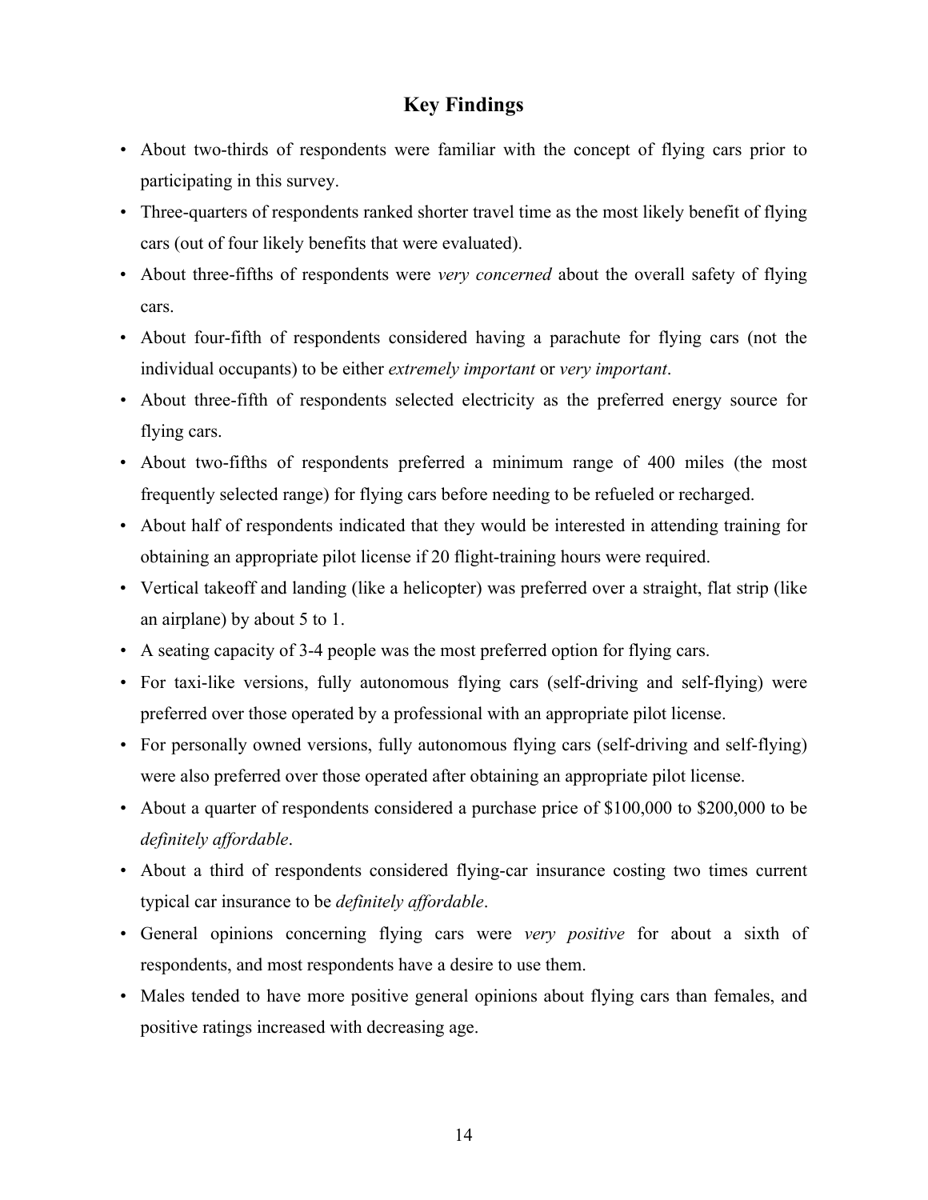## Key Findings

- About two-thirds of respondents were familiar with the concept of flying cars prior to participating in this survey.
- Three-quarters of respondents ranked shorter travel time as the most likely benefit of flying cars (out of four likely benefits that were evaluated).
- About three-fifths of respondents were *very concerned* about the overall safety of flying cars.
- About four-fifth of respondents considered having a parachute for flying cars (not the individual occupants) to be either *extremely important* or *very important*.
- About three-fifth of respondents selected electricity as the preferred energy source for flying cars.
- About two-fifths of respondents preferred a minimum range of 400 miles (the most frequently selected range) for flying cars before needing to be refueled or recharged.
- About half of respondents indicated that they would be interested in attending training for obtaining an appropriate pilot license if 20 flight-training hours were required.
- Vertical takeoff and landing (like a helicopter) was preferred over a straight, flat strip (like an airplane) by about 5 to 1.
- A seating capacity of 3-4 people was the most preferred option for flying cars.
- For taxi-like versions, fully autonomous flying cars (self-driving and self-flying) were preferred over those operated by a professional with an appropriate pilot license.
- For personally owned versions, fully autonomous flying cars (self-driving and self-flying) were also preferred over those operated after obtaining an appropriate pilot license.
- About a quarter of respondents considered a purchase price of \$100,000 to \$200,000 to be *definitely affordable*.
- About a third of respondents considered flying-car insurance costing two times current typical car insurance to be *definitely affordable*.
- General opinions concerning flying cars were *very positive* for about a sixth of respondents, and most respondents have a desire to use them.
- Males tended to have more positive general opinions about flying cars than females, and positive ratings increased with decreasing age.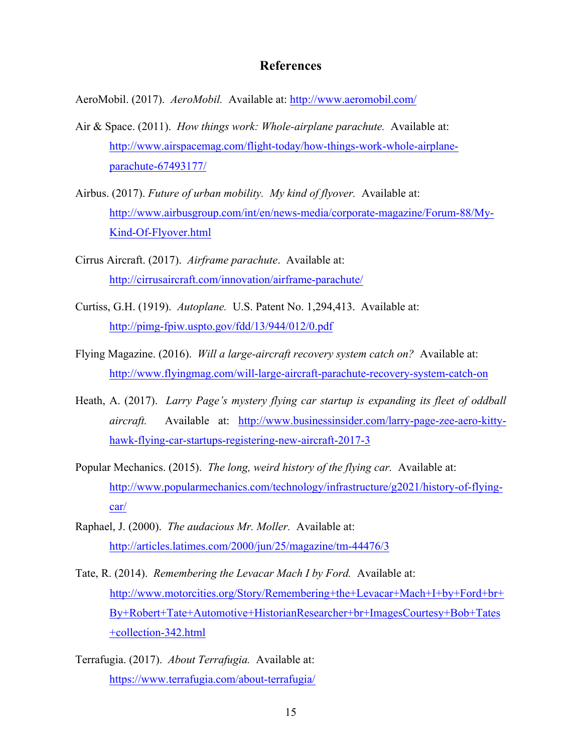## References

AeroMobil. (2017). *AeroMobil.* Available at: http://www.aeromobil.com/

Air & Space. (2011). *How things work: Whole-airplane parachute.* Available at: http://www.airspacemag.com/flight-today/how-things-work-whole-airplane-parachute-67493177/

Airbus. (2017). *Future of urban mobility. My kind of flyover.* Available at: http://www.airbusgroup.com/int/en/news-media/corporate-magazine/Forum-88/My-Kind-Of-Flyover.html

Cirrus Aircraft. (2017). *Airframe parachute*. Available at: http://cirrusaircraft.com/innovation/airframe-parachute/

Curtiss, G.H. (1919). *Autoplane.* U.S. Patent No. 1,294,413. Available at: http://pimg-fpiw.uspto.gov/fdd/13/944/012/0.pdf

Flying Magazine. (2016). *Will a large-aircraft recovery system catch on?* Available at: http://www.flyingmag.com/will-large-aircraft-parachute-recovery-system-catch-on

Heath, A. (2017). *Larry Page's mystery flying car startup is expanding its fleet of oddball aircraft.* Available at: http://www.businessinsider.com/larry-page-zee-aero-kitty-hawk-flying-car-startups-registering-new-aircraft-2017-3

Popular Mechanics. (2015). *The long, weird history of the flying car.* Available at: http://www.popularmechanics.com/technology/infrastructure/g2021/history-of-flying-car/

Raphael, J. (2000). *The audacious Mr. Moller.* Available at: http://articles.latimes.com/2000/jun/25/magazine/tm-44476/3

Tate, R. (2014). *Remembering the Levacar Mach I by Ford.* Available at: http://www.motorcities.org/Story/Remembering+the+Levacar+Mach+I+by+Ford+br+By+Robert+Tate+Automotive+HistorianResearcher+br+ImagesCourtesy+Bob+Tates+collection-342.html

Terrafugia. (2017). *About Terrafugia.* Available at: https://www.terrafugia.com/about-terrafugia/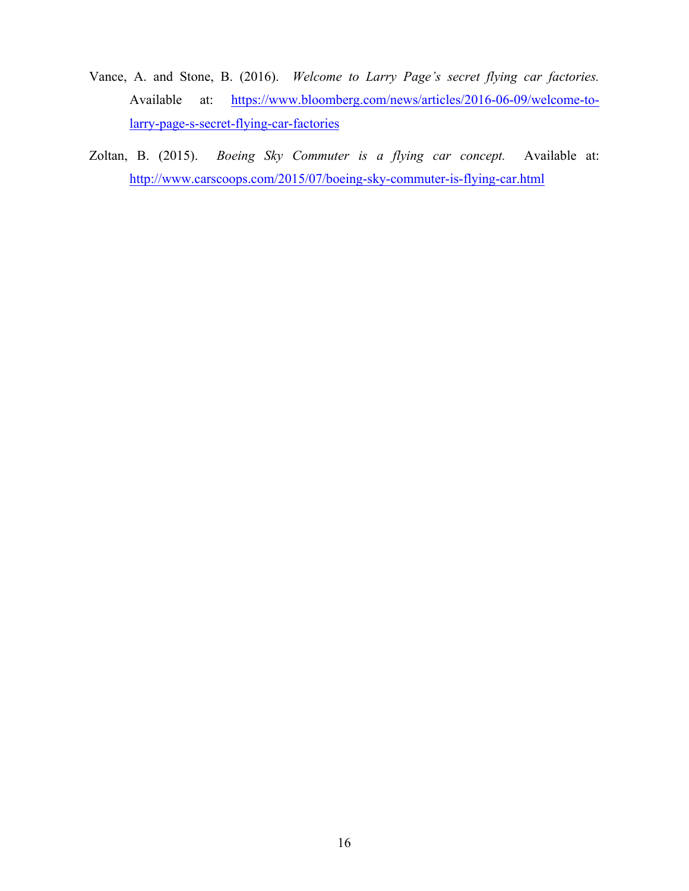Vance, A. and Stone, B. (2016). *Welcome to Larry Page's secret flying car factories.* Available at: https://www.bloomberg.com/news/articles/2016-06-09/welcome-to-larry-page-s-secret-flying-car-factories

Zoltan, B. (2015). *Boeing Sky Commuter is a flying car concept.* Available at: http://www.carscoops.com/2015/07/boeing-sky-commuter-is-flying-car.html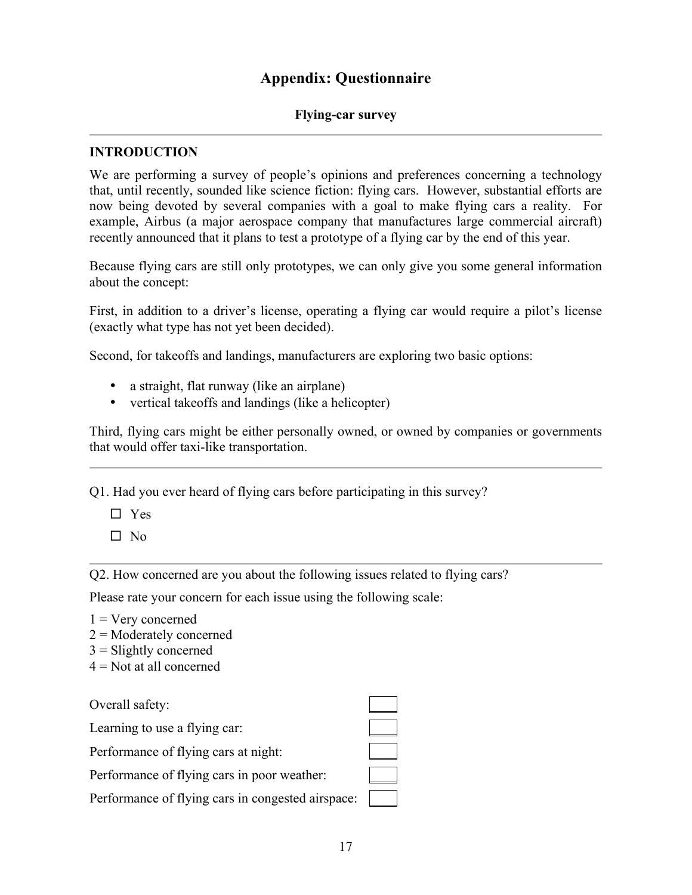# Appendix: Questionnaire

### Flying-car survey

---

**INTRODUCTION**

We are performing a survey of people's opinions and preferences concerning a technology that, until recently, sounded like science fiction: flying cars. However, substantial efforts are now being devoted by several companies with a goal to make flying cars a reality. For example, Airbus (a major aerospace company that manufactures large commercial aircraft) recently announced that it plans to test a prototype of a flying car by the end of this year.

Because flying cars are still only prototypes, we can only give you some general information about the concept:

First, in addition to a driver's license, operating a flying car would require a pilot's license (exactly what type has not yet been decided).

Second, for takeoffs and landings, manufacturers are exploring two basic options:

- a straight, flat runway (like an airplane)
- vertical takeoffs and landings (like a helicopter)

Third, flying cars might be either personally owned, or owned by companies or governments that would offer taxi-like transportation.

---

Q1. Had you ever heard of flying cars before participating in this survey?

- ☐ Yes
- ☐ No

---

Q2. How concerned are you about the following issues related to flying cars?

Please rate your concern for each issue using the following scale:

1 = Very concerned
2 = Moderately concerned
3 = Slightly concerned
4 = Not at all concerned

| Issue | Rating |
|---|---|
| Overall safety: | ☐ |
| Learning to use a flying car: | ☐ |
| Performance of flying cars at night: | ☐ |
| Performance of flying cars in poor weather: | ☐ |
| Performance of flying cars in congested airspace: | ☐ |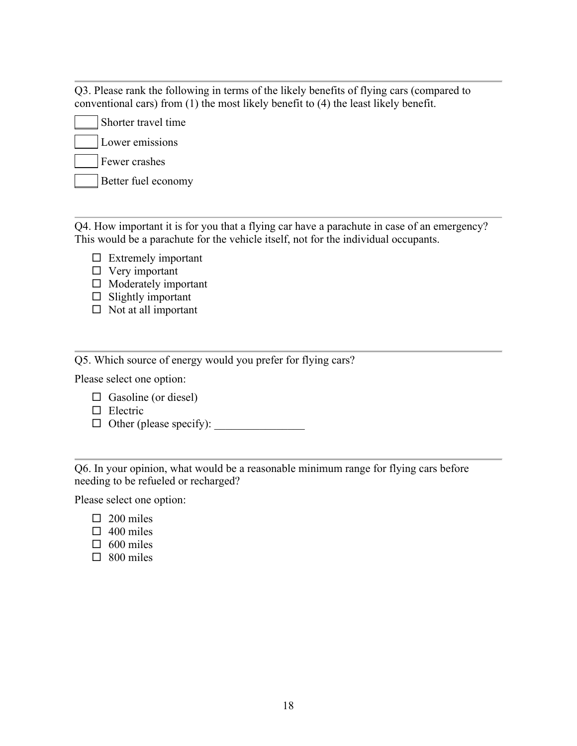Q3. Please rank the following in terms of the likely benefits of flying cars (compared to conventional cars) from (1) the most likely benefit to (4) the least likely benefit.

____ Shorter travel time

____ Lower emissions

____ Fewer crashes

____ Better fuel economy

Q4. How important it is for you that a flying car have a parachute in case of an emergency? This would be a parachute for the vehicle itself, not for the individual occupants.

- ☐ Extremely important
- ☐ Very important
- ☐ Moderately important
- ☐ Slightly important
- ☐ Not at all important

Q5. Which source of energy would you prefer for flying cars?

Please select one option:

- ☐ Gasoline (or diesel)
- ☐ Electric
- ☐ Other (please specify): ________________

Q6. In your opinion, what would be a reasonable minimum range for flying cars before needing to be refueled or recharged?

Please select one option:

- ☐ 200 miles
- ☐ 400 miles
- ☐ 600 miles
- ☐ 800 miles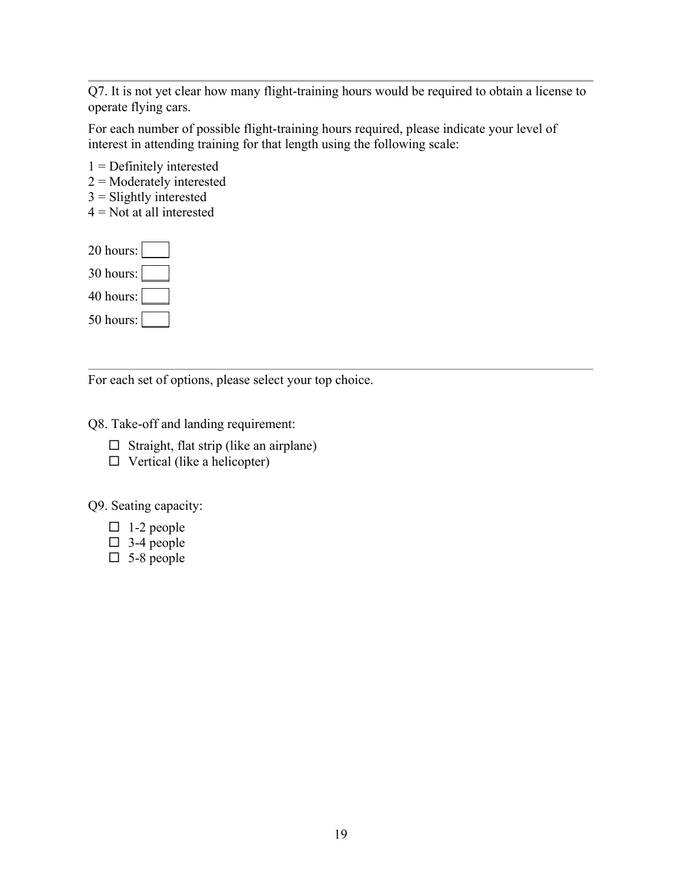---

Q7. It is not yet clear how many flight-training hours would be required to obtain a license to operate flying cars.

For each number of possible flight-training hours required, please indicate your level of interest in attending training for that length using the following scale:

1 = Definitely interested
2 = Moderately interested
3 = Slightly interested
4 = Not at all interested

20 hours: [ ]

30 hours: [ ]

40 hours: [ ]

50 hours: [ ]

---

For each set of options, please select your top choice.

Q8. Take-off and landing requirement:

- ☐ Straight, flat strip (like an airplane)
- ☐ Vertical (like a helicopter)

Q9. Seating capacity:

- ☐ 1-2 people
- ☐ 3-4 people
- ☐ 5-8 people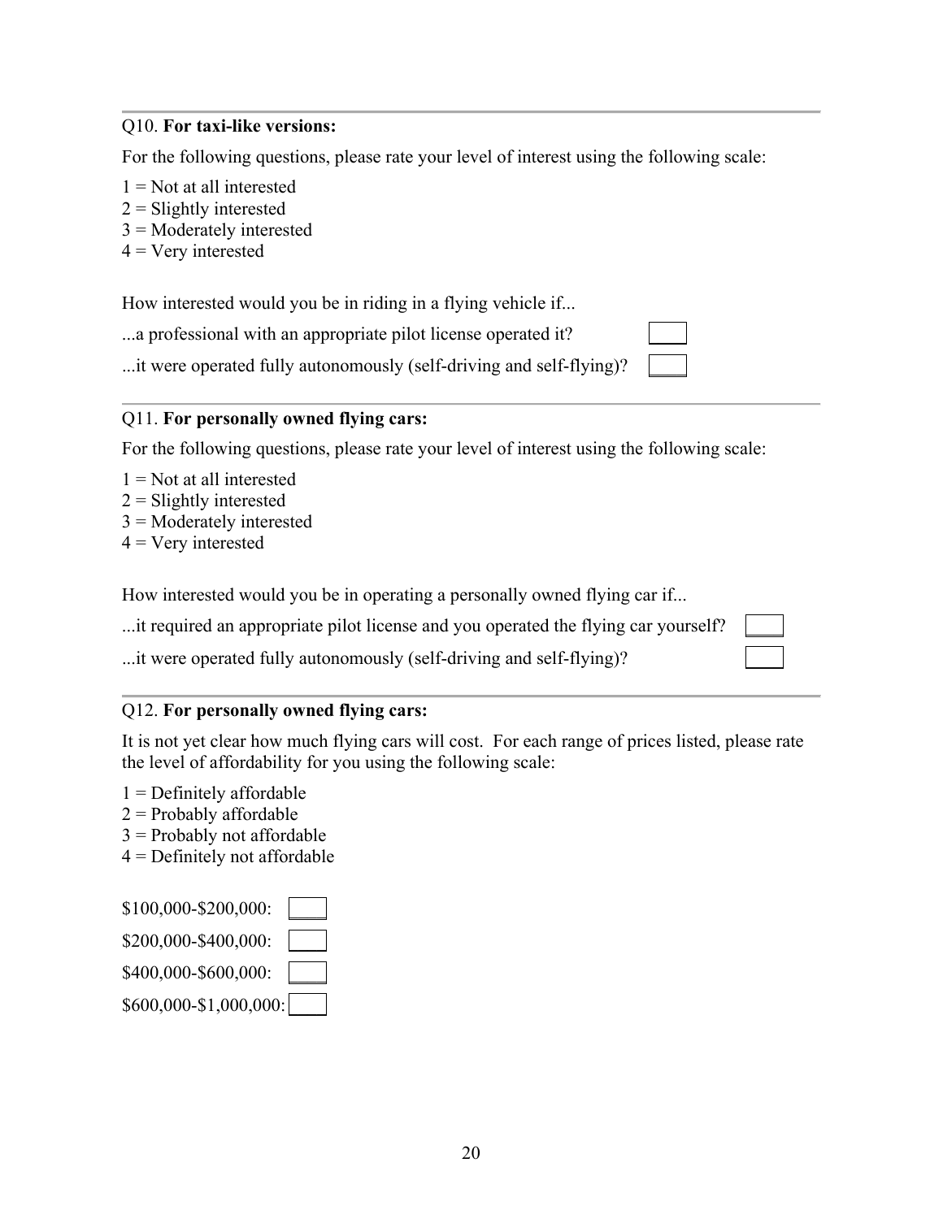Q10. **For taxi-like versions:**

For the following questions, please rate your level of interest using the following scale:

1 = Not at all interested
2 = Slightly interested
3 = Moderately interested
4 = Very interested

How interested would you be in riding in a flying vehicle if...

...a professional with an appropriate pilot license operated it? [ ]

...it were operated fully autonomously (self-driving and self-flying)? [ ]

Q11. **For personally owned flying cars:**

For the following questions, please rate your level of interest using the following scale:

1 = Not at all interested
2 = Slightly interested
3 = Moderately interested
4 = Very interested

How interested would you be in operating a personally owned flying car if...

...it required an appropriate pilot license and you operated the flying car yourself? [ ]

...it were operated fully autonomously (self-driving and self-flying)? [ ]

Q12. **For personally owned flying cars:**

It is not yet clear how much flying cars will cost. For each range of prices listed, please rate the level of affordability for you using the following scale:

1 = Definitely affordable
2 = Probably affordable
3 = Probably not affordable
4 = Definitely not affordable

$100,000-$200,000: [ ]

$200,000-$400,000: [ ]

$400,000-$600,000: [ ]

$600,000-$1,000,000: [ ]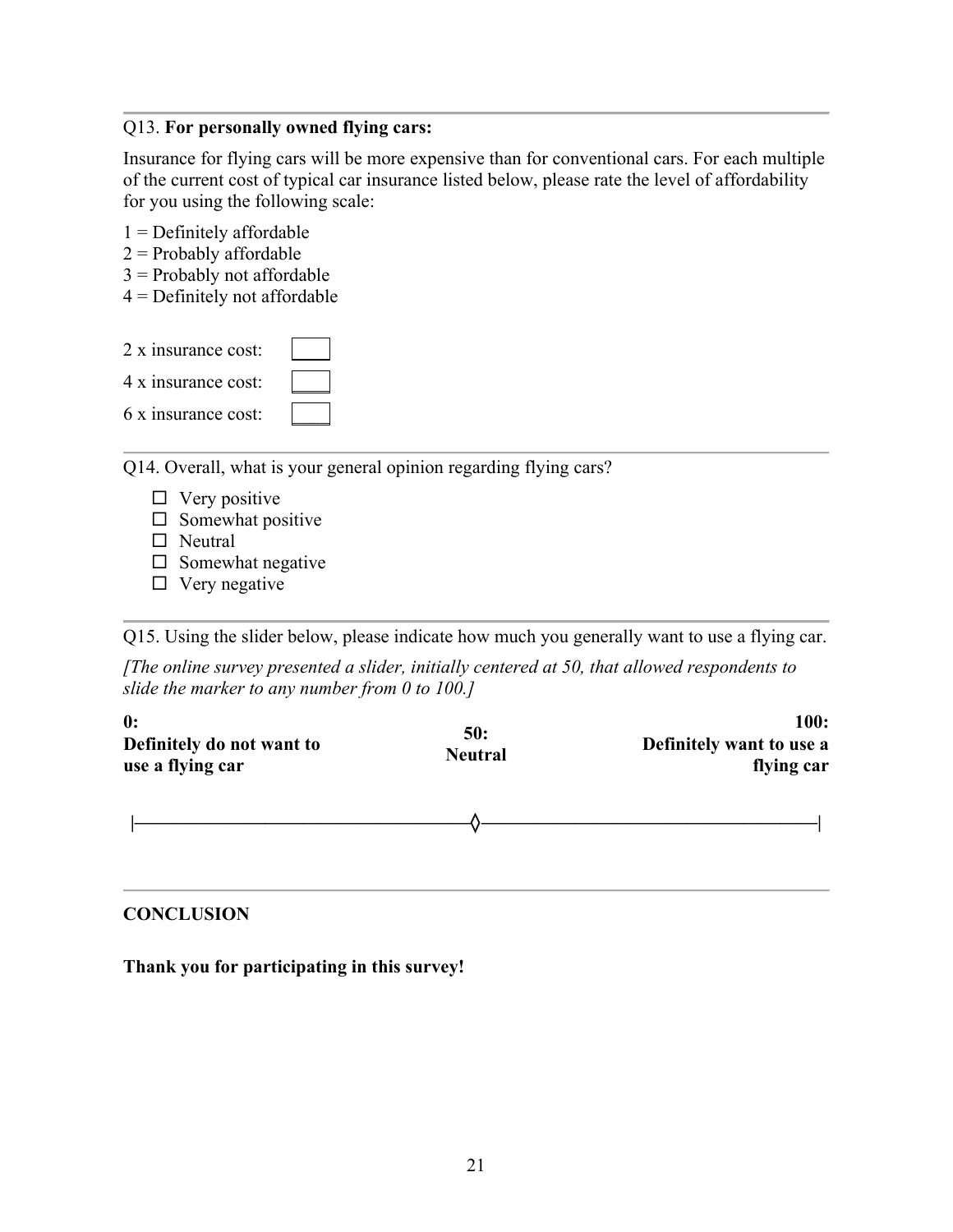Q13. **For personally owned flying cars:**

Insurance for flying cars will be more expensive than for conventional cars. For each multiple of the current cost of typical car insurance listed below, please rate the level of affordability for you using the following scale:

1 = Definitely affordable
2 = Probably affordable
3 = Probably not affordable
4 = Definitely not affordable

2 x insurance cost: ☐

4 x insurance cost: ☐

6 x insurance cost: ☐

---

Q14. Overall, what is your general opinion regarding flying cars?

- ☐ Very positive
- ☐ Somewhat positive
- ☐ Neutral
- ☐ Somewhat negative
- ☐ Very negative

---

Q15. Using the slider below, please indicate how much you generally want to use a flying car.

*[The online survey presented a slider, initially centered at 50, that allowed respondents to slide the marker to any number from 0 to 100.]*

| 0: Definitely do not want to use a flying car | 50: Neutral | 100: Definitely want to use a flying car |
|---|---|---|

---

**CONCLUSION**

**Thank you for participating in this survey!**